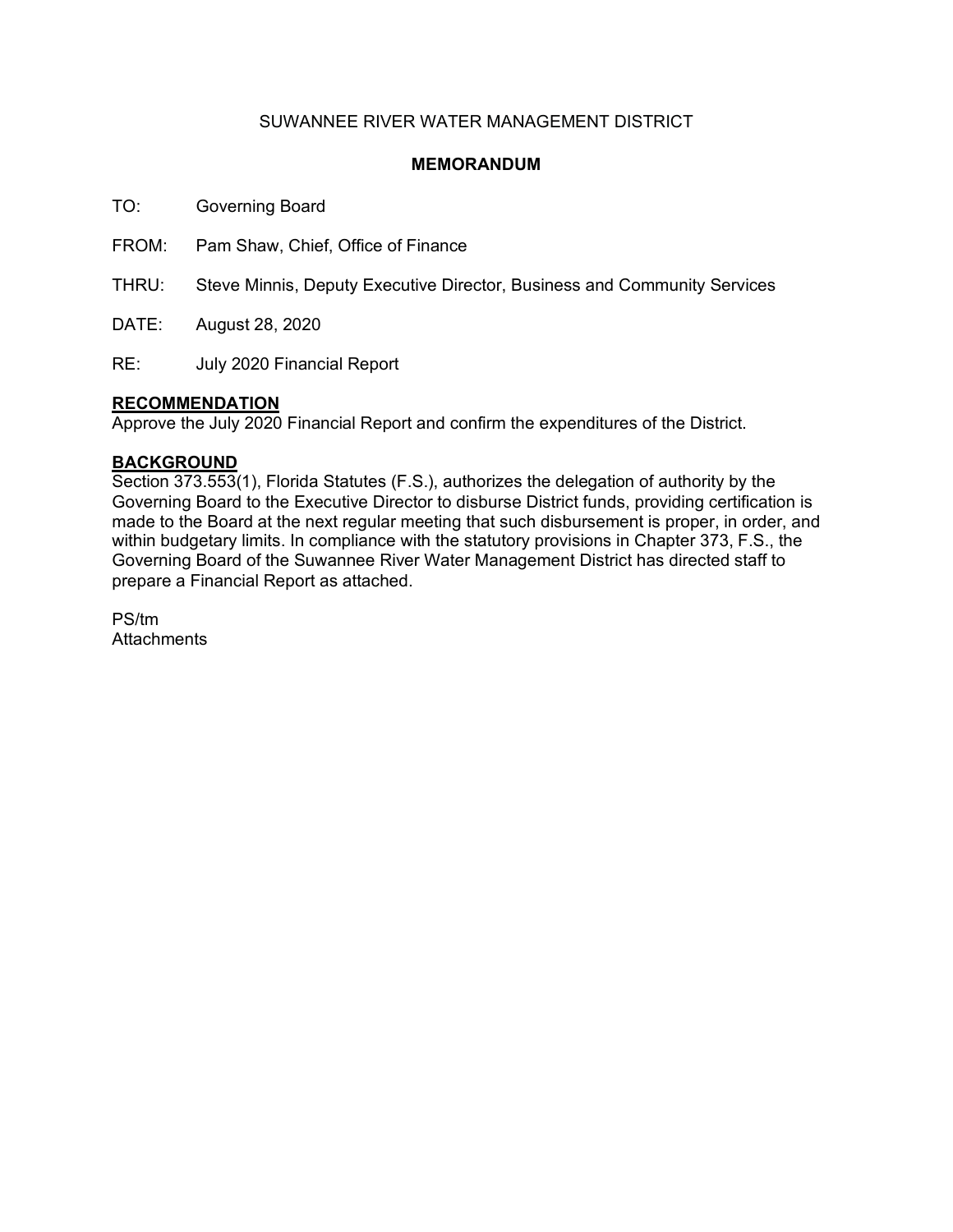SUWANNEE RIVER WATER MANAGEMENT DISTRICT

**MEMORANDUM**

TO: Governing Board

FROM: Pam Shaw, Chief, Office of Finance

THRU: Steve Minnis, Deputy Executive Director, Business and Community Services

DATE: August 28, 2020

RE: July 2020 Financial Report

**RECOMMENDATION**

Approve the July 2020 Financial Report and confirm the expenditures of the District.

**BACKGROUND**

Section 373.553(1), Florida Statutes (F.S.), authorizes the delegation of authority by the Governing Board to the Executive Director to disburse District funds, providing certification is made to the Board at the next regular meeting that such disbursement is proper, in order, and within budgetary limits. In compliance with the statutory provisions in Chapter 373, F.S., the Governing Board of the Suwannee River Water Management District has directed staff to prepare a Financial Report as attached.

PS/tm

Attachments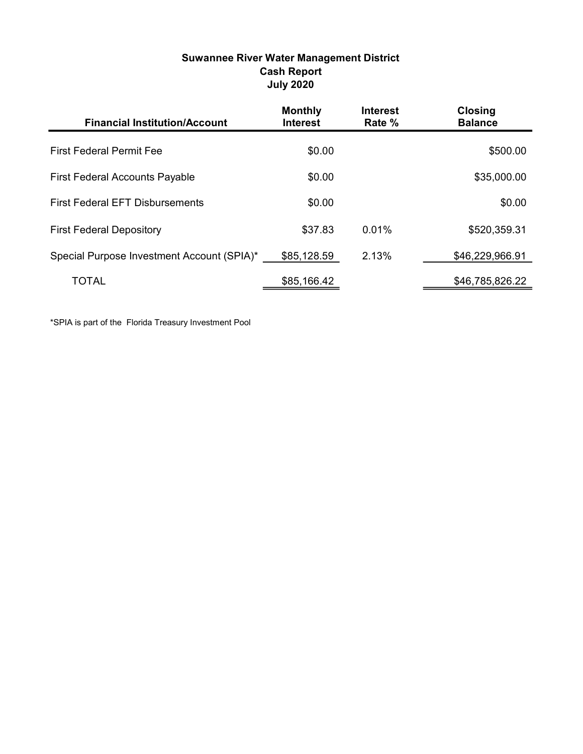# Suwannee River Water Management District
## Cash Report
## July 2020

| Financial Institution/Account | Monthly Interest | Interest Rate % | Closing Balance |
|---|---|---|---|
| First Federal Permit Fee | $0.00 | | $500.00 |
| First Federal Accounts Payable | $0.00 | | $35,000.00 |
| First Federal EFT Disbursements | $0.00 | | $0.00 |
| First Federal Depository | $37.83 | 0.01% | $520,359.31 |
| Special Purpose Investment Account (SPIA)* | $85,128.59 | 2.13% | $46,229,966.91 |
| TOTAL | $85,166.42 | | $46,785,826.22 |

*SPIA is part of the Florida Treasury Investment Pool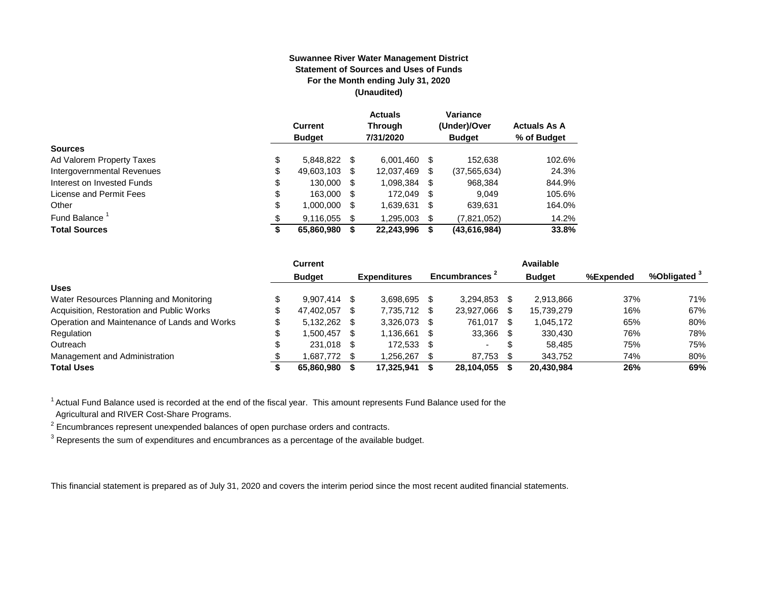**Suwannee River Water Management District**
**Statement of Sources and Uses of Funds**
**For the Month ending July 31, 2020**
**(Unaudited)**

| | Current Budget | Actuals Through 7/31/2020 | Variance (Under)/Over Budget | Actuals As A % of Budget |
|---|---|---|---|---|
| **Sources** | | | | |
| Ad Valorem Property Taxes | $ 5,848,822 | $ 6,001,460 | $ 152,638 | 102.6% |
| Intergovernmental Revenues | $ 49,603,103 | $ 12,037,469 | $ (37,565,634) | 24.3% |
| Interest on Invested Funds | $ 130,000 | $ 1,098,384 | $ 968,384 | 844.9% |
| License and Permit Fees | $ 163,000 | $ 172,049 | $ 9,049 | 105.6% |
| Other | $ 1,000,000 | $ 1,639,631 | $ 639,631 | 164.0% |
| Fund Balance [1] | $ 9,116,055 | $ 1,295,003 | $ (7,821,052) | 14.2% |
| **Total Sources** | **$ 65,860,980** | **$ 22,243,996** | **$ (43,616,984)** | **33.8%** |

| | Current Budget | Expenditures | Encumbrances [2] | Available Budget | %Expended | %Obligated [3] |
|---|---|---|---|---|---|---|
| **Uses** | | | | | | |
| Water Resources Planning and Monitoring | $ 9,907,414 | $ 3,698,695 | $ 3,294,853 | $ 2,913,866 | 37% | 71% |
| Acquisition, Restoration and Public Works | $ 47,402,057 | $ 7,735,712 | $ 23,927,066 | $ 15,739,279 | 16% | 67% |
| Operation and Maintenance of Lands and Works | $ 5,132,262 | $ 3,326,073 | $ 761,017 | $ 1,045,172 | 65% | 80% |
| Regulation | $ 1,500,457 | $ 1,136,661 | $ 33,366 | $ 330,430 | 76% | 78% |
| Outreach | $ 231,018 | $ 172,533 | $ - | $ 58,485 | 75% | 75% |
| Management and Administration | $ 1,687,772 | $ 1,256,267 | $ 87,753 | $ 343,752 | 74% | 80% |
| **Total Uses** | **$ 65,860,980** | **$ 17,325,941** | **$ 28,104,055** | **$ 20,430,984** | **26%** | **69%** |

[1] Actual Fund Balance used is recorded at the end of the fiscal year. This amount represents Fund Balance used for the Agricultural and RIVER Cost-Share Programs.

[2] Encumbrances represent unexpended balances of open purchase orders and contracts.

[3] Represents the sum of expenditures and encumbrances as a percentage of the available budget.

This financial statement is prepared as of July 31, 2020 and covers the interim period since the most recent audited financial statements.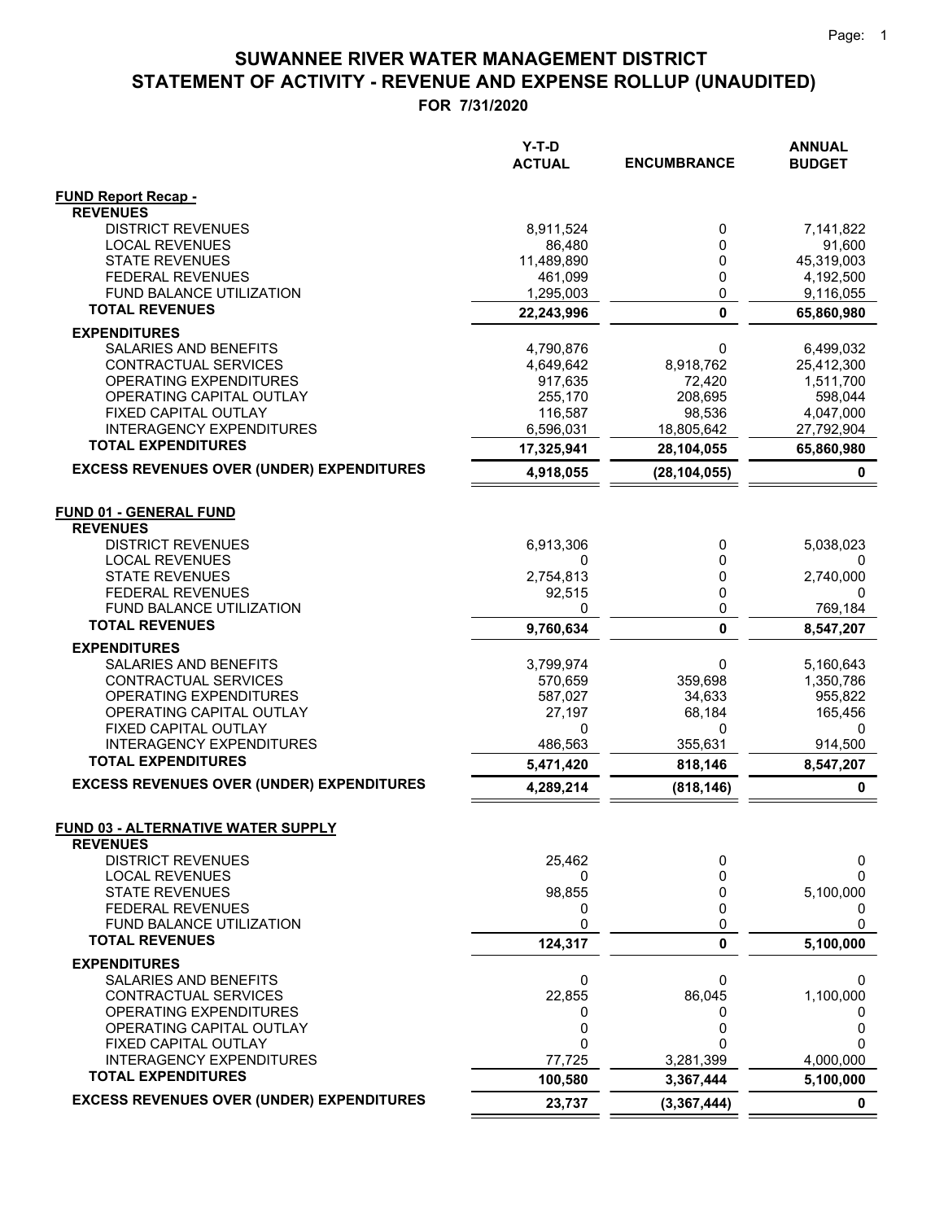# SUWANNEE RIVER WATER MANAGEMENT DISTRICT
## STATEMENT OF ACTIVITY - REVENUE AND EXPENSE ROLLUP (UNAUDITED)
### FOR 7/31/2020

| | Y-T-D ACTUAL | ENCUMBRANCE | ANNUAL BUDGET |
|---|---|---|---|
| **FUND Report Recap -** | | | |
| **REVENUES** | | | |
| DISTRICT REVENUES | 8,911,524 | 0 | 7,141,822 |
| LOCAL REVENUES | 86,480 | 0 | 91,600 |
| STATE REVENUES | 11,489,890 | 0 | 45,319,003 |
| FEDERAL REVENUES | 461,099 | 0 | 4,192,500 |
| FUND BALANCE UTILIZATION | 1,295,003 | 0 | 9,116,055 |
| **TOTAL REVENUES** | **22,243,996** | **0** | **65,860,980** |
| **EXPENDITURES** | | | |
| SALARIES AND BENEFITS | 4,790,876 | 0 | 6,499,032 |
| CONTRACTUAL SERVICES | 4,649,642 | 8,918,762 | 25,412,300 |
| OPERATING EXPENDITURES | 917,635 | 72,420 | 1,511,700 |
| OPERATING CAPITAL OUTLAY | 255,170 | 208,695 | 598,044 |
| FIXED CAPITAL OUTLAY | 116,587 | 98,536 | 4,047,000 |
| INTERAGENCY EXPENDITURES | 6,596,031 | 18,805,642 | 27,792,904 |
| **TOTAL EXPENDITURES** | **17,325,941** | **28,104,055** | **65,860,980** |
| **EXCESS REVENUES OVER (UNDER) EXPENDITURES** | **4,918,055** | **(28,104,055)** | **0** |
| | | | |
| **FUND 01 - GENERAL FUND** | | | |
| **REVENUES** | | | |
| DISTRICT REVENUES | 6,913,306 | 0 | 5,038,023 |
| LOCAL REVENUES | 0 | 0 | 0 |
| STATE REVENUES | 2,754,813 | 0 | 2,740,000 |
| FEDERAL REVENUES | 92,515 | 0 | 0 |
| FUND BALANCE UTILIZATION | 0 | 0 | 769,184 |
| **TOTAL REVENUES** | **9,760,634** | **0** | **8,547,207** |
| **EXPENDITURES** | | | |
| SALARIES AND BENEFITS | 3,799,974 | 0 | 5,160,643 |
| CONTRACTUAL SERVICES | 570,659 | 359,698 | 1,350,786 |
| OPERATING EXPENDITURES | 587,027 | 34,633 | 955,822 |
| OPERATING CAPITAL OUTLAY | 27,197 | 68,184 | 165,456 |
| FIXED CAPITAL OUTLAY | 0 | 0 | 0 |
| INTERAGENCY EXPENDITURES | 486,563 | 355,631 | 914,500 |
| **TOTAL EXPENDITURES** | **5,471,420** | **818,146** | **8,547,207** |
| **EXCESS REVENUES OVER (UNDER) EXPENDITURES** | **4,289,214** | **(818,146)** | **0** |
| | | | |
| **FUND 03 - ALTERNATIVE WATER SUPPLY** | | | |
| **REVENUES** | | | |
| DISTRICT REVENUES | 25,462 | 0 | 0 |
| LOCAL REVENUES | 0 | 0 | 0 |
| STATE REVENUES | 98,855 | 0 | 5,100,000 |
| FEDERAL REVENUES | 0 | 0 | 0 |
| FUND BALANCE UTILIZATION | 0 | 0 | 0 |
| **TOTAL REVENUES** | **124,317** | **0** | **5,100,000** |
| **EXPENDITURES** | | | |
| SALARIES AND BENEFITS | 0 | 0 | 0 |
| CONTRACTUAL SERVICES | 22,855 | 86,045 | 1,100,000 |
| OPERATING EXPENDITURES | 0 | 0 | 0 |
| OPERATING CAPITAL OUTLAY | 0 | 0 | 0 |
| FIXED CAPITAL OUTLAY | 0 | 0 | 0 |
| INTERAGENCY EXPENDITURES | 77,725 | 3,281,399 | 4,000,000 |
| **TOTAL EXPENDITURES** | **100,580** | **3,367,444** | **5,100,000** |
| **EXCESS REVENUES OVER (UNDER) EXPENDITURES** | **23,737** | **(3,367,444)** | **0** |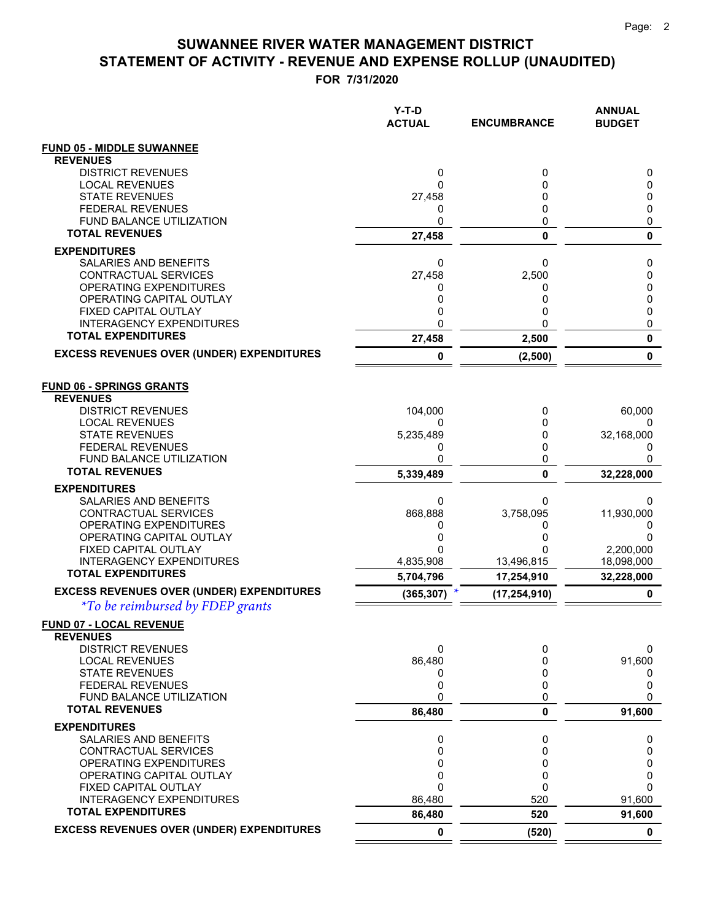# SUWANNEE RIVER WATER MANAGEMENT DISTRICT
## STATEMENT OF ACTIVITY - REVENUE AND EXPENSE ROLLUP (UNAUDITED)
### FOR 7/31/2020

| | Y-T-D ACTUAL | ENCUMBRANCE | ANNUAL BUDGET |
|---|---|---|---|
| **FUND 05 - MIDDLE SUWANNEE** | | | |
| **REVENUES** | | | |
| DISTRICT REVENUES | 0 | 0 | 0 |
| LOCAL REVENUES | 0 | 0 | 0 |
| STATE REVENUES | 27,458 | 0 | 0 |
| FEDERAL REVENUES | 0 | 0 | 0 |
| FUND BALANCE UTILIZATION | 0 | 0 | 0 |
| **TOTAL REVENUES** | **27,458** | **0** | **0** |
| **EXPENDITURES** | | | |
| SALARIES AND BENEFITS | 0 | 0 | 0 |
| CONTRACTUAL SERVICES | 27,458 | 2,500 | 0 |
| OPERATING EXPENDITURES | 0 | 0 | 0 |
| OPERATING CAPITAL OUTLAY | 0 | 0 | 0 |
| FIXED CAPITAL OUTLAY | 0 | 0 | 0 |
| INTERAGENCY EXPENDITURES | 0 | 0 | 0 |
| **TOTAL EXPENDITURES** | **27,458** | **2,500** | **0** |
| **EXCESS REVENUES OVER (UNDER) EXPENDITURES** | **0** | **(2,500)** | **0** |
| **FUND 06 - SPRINGS GRANTS** | | | |
| **REVENUES** | | | |
| DISTRICT REVENUES | 104,000 | 0 | 60,000 |
| LOCAL REVENUES | 0 | 0 | 0 |
| STATE REVENUES | 5,235,489 | 0 | 32,168,000 |
| FEDERAL REVENUES | 0 | 0 | 0 |
| FUND BALANCE UTILIZATION | 0 | 0 | 0 |
| **TOTAL REVENUES** | **5,339,489** | **0** | **32,228,000** |
| **EXPENDITURES** | | | |
| SALARIES AND BENEFITS | 0 | 0 | 0 |
| CONTRACTUAL SERVICES | 868,888 | 3,758,095 | 11,930,000 |
| OPERATING EXPENDITURES | 0 | 0 | 0 |
| OPERATING CAPITAL OUTLAY | 0 | 0 | 0 |
| FIXED CAPITAL OUTLAY | 0 | 0 | 2,200,000 |
| INTERAGENCY EXPENDITURES | 4,835,908 | 13,496,815 | 18,098,000 |
| **TOTAL EXPENDITURES** | **5,704,796** | **17,254,910** | **32,228,000** |
| **EXCESS REVENUES OVER (UNDER) EXPENDITURES** | **(365,307)** * | **(17,254,910)** | **0** |
| **FUND 07 - LOCAL REVENUE** | | | |
| **REVENUES** | | | |
| DISTRICT REVENUES | 0 | 0 | 0 |
| LOCAL REVENUES | 86,480 | 0 | 91,600 |
| STATE REVENUES | 0 | 0 | 0 |
| FEDERAL REVENUES | 0 | 0 | 0 |
| FUND BALANCE UTILIZATION | 0 | 0 | 0 |
| **TOTAL REVENUES** | **86,480** | **0** | **91,600** |
| **EXPENDITURES** | | | |
| SALARIES AND BENEFITS | 0 | 0 | 0 |
| CONTRACTUAL SERVICES | 0 | 0 | 0 |
| OPERATING EXPENDITURES | 0 | 0 | 0 |
| OPERATING CAPITAL OUTLAY | 0 | 0 | 0 |
| FIXED CAPITAL OUTLAY | 0 | 0 | 0 |
| INTERAGENCY EXPENDITURES | 86,480 | 520 | 91,600 |
| **TOTAL EXPENDITURES** | **86,480** | **520** | **91,600** |
| **EXCESS REVENUES OVER (UNDER) EXPENDITURES** | **0** | **(520)** | **0** |

*\*To be reimbursed by FDEP grants*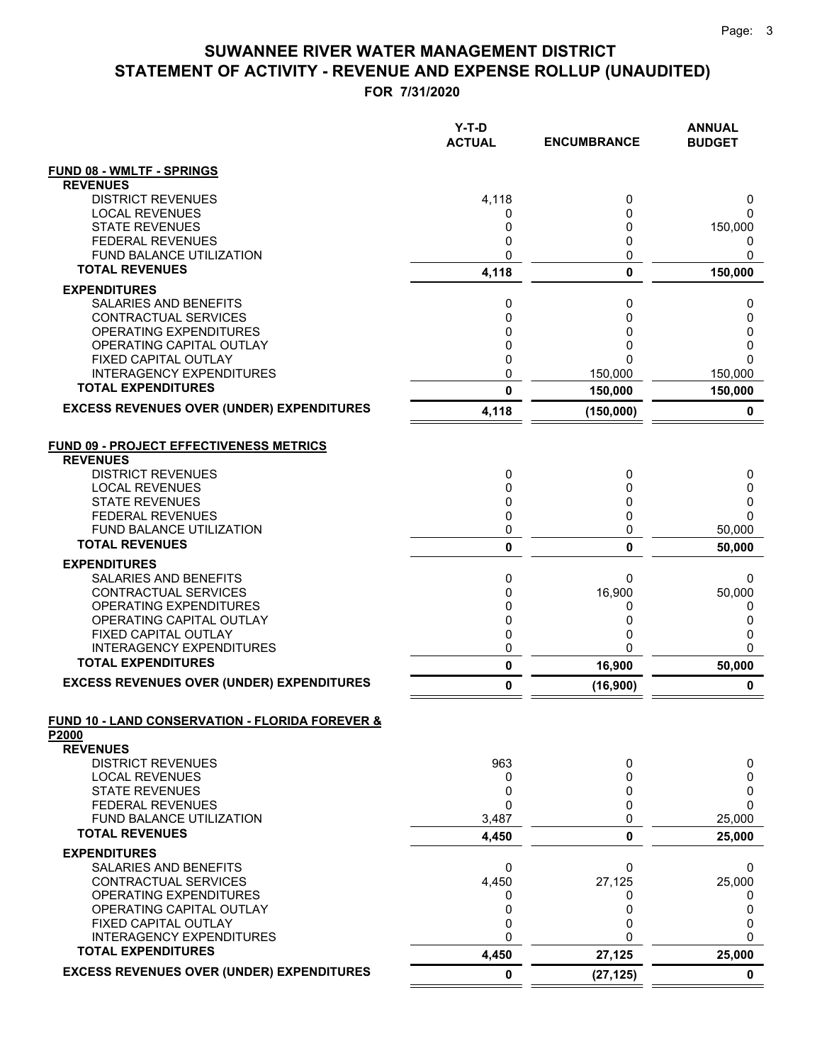# SUWANNEE RIVER WATER MANAGEMENT DISTRICT
# STATEMENT OF ACTIVITY - REVENUE AND EXPENSE ROLLUP (UNAUDITED)
## FOR 7/31/2020

| | Y-T-D ACTUAL | ENCUMBRANCE | ANNUAL BUDGET |
|---|---|---|---|
| **FUND 08 - WMLTF - SPRINGS** | | | |
| **REVENUES** | | | |
| DISTRICT REVENUES | 4,118 | 0 | 0 |
| LOCAL REVENUES | 0 | 0 | 0 |
| STATE REVENUES | 0 | 0 | 150,000 |
| FEDERAL REVENUES | 0 | 0 | 0 |
| FUND BALANCE UTILIZATION | 0 | 0 | 0 |
| **TOTAL REVENUES** | **4,118** | **0** | **150,000** |
| **EXPENDITURES** | | | |
| SALARIES AND BENEFITS | 0 | 0 | 0 |
| CONTRACTUAL SERVICES | 0 | 0 | 0 |
| OPERATING EXPENDITURES | 0 | 0 | 0 |
| OPERATING CAPITAL OUTLAY | 0 | 0 | 0 |
| FIXED CAPITAL OUTLAY | 0 | 0 | 0 |
| INTERAGENCY EXPENDITURES | 0 | 150,000 | 150,000 |
| **TOTAL EXPENDITURES** | **0** | **150,000** | **150,000** |
| **EXCESS REVENUES OVER (UNDER) EXPENDITURES** | **4,118** | **(150,000)** | **0** |
| **FUND 09 - PROJECT EFFECTIVENESS METRICS** | | | |
| **REVENUES** | | | |
| DISTRICT REVENUES | 0 | 0 | 0 |
| LOCAL REVENUES | 0 | 0 | 0 |
| STATE REVENUES | 0 | 0 | 0 |
| FEDERAL REVENUES | 0 | 0 | 0 |
| FUND BALANCE UTILIZATION | 0 | 0 | 50,000 |
| **TOTAL REVENUES** | **0** | **0** | **50,000** |
| **EXPENDITURES** | | | |
| SALARIES AND BENEFITS | 0 | 0 | 0 |
| CONTRACTUAL SERVICES | 0 | 16,900 | 50,000 |
| OPERATING EXPENDITURES | 0 | 0 | 0 |
| OPERATING CAPITAL OUTLAY | 0 | 0 | 0 |
| FIXED CAPITAL OUTLAY | 0 | 0 | 0 |
| INTERAGENCY EXPENDITURES | 0 | 0 | 0 |
| **TOTAL EXPENDITURES** | **0** | **16,900** | **50,000** |
| **EXCESS REVENUES OVER (UNDER) EXPENDITURES** | **0** | **(16,900)** | **0** |
| **FUND 10 - LAND CONSERVATION - FLORIDA FOREVER & P2000** | | | |
| **REVENUES** | | | |
| DISTRICT REVENUES | 963 | 0 | 0 |
| LOCAL REVENUES | 0 | 0 | 0 |
| STATE REVENUES | 0 | 0 | 0 |
| FEDERAL REVENUES | 0 | 0 | 0 |
| FUND BALANCE UTILIZATION | 3,487 | 0 | 25,000 |
| **TOTAL REVENUES** | **4,450** | **0** | **25,000** |
| **EXPENDITURES** | | | |
| SALARIES AND BENEFITS | 0 | 0 | 0 |
| CONTRACTUAL SERVICES | 4,450 | 27,125 | 25,000 |
| OPERATING EXPENDITURES | 0 | 0 | 0 |
| OPERATING CAPITAL OUTLAY | 0 | 0 | 0 |
| FIXED CAPITAL OUTLAY | 0 | 0 | 0 |
| INTERAGENCY EXPENDITURES | 0 | 0 | 0 |
| **TOTAL EXPENDITURES** | **4,450** | **27,125** | **25,000** |
| **EXCESS REVENUES OVER (UNDER) EXPENDITURES** | **0** | **(27,125)** | **0** |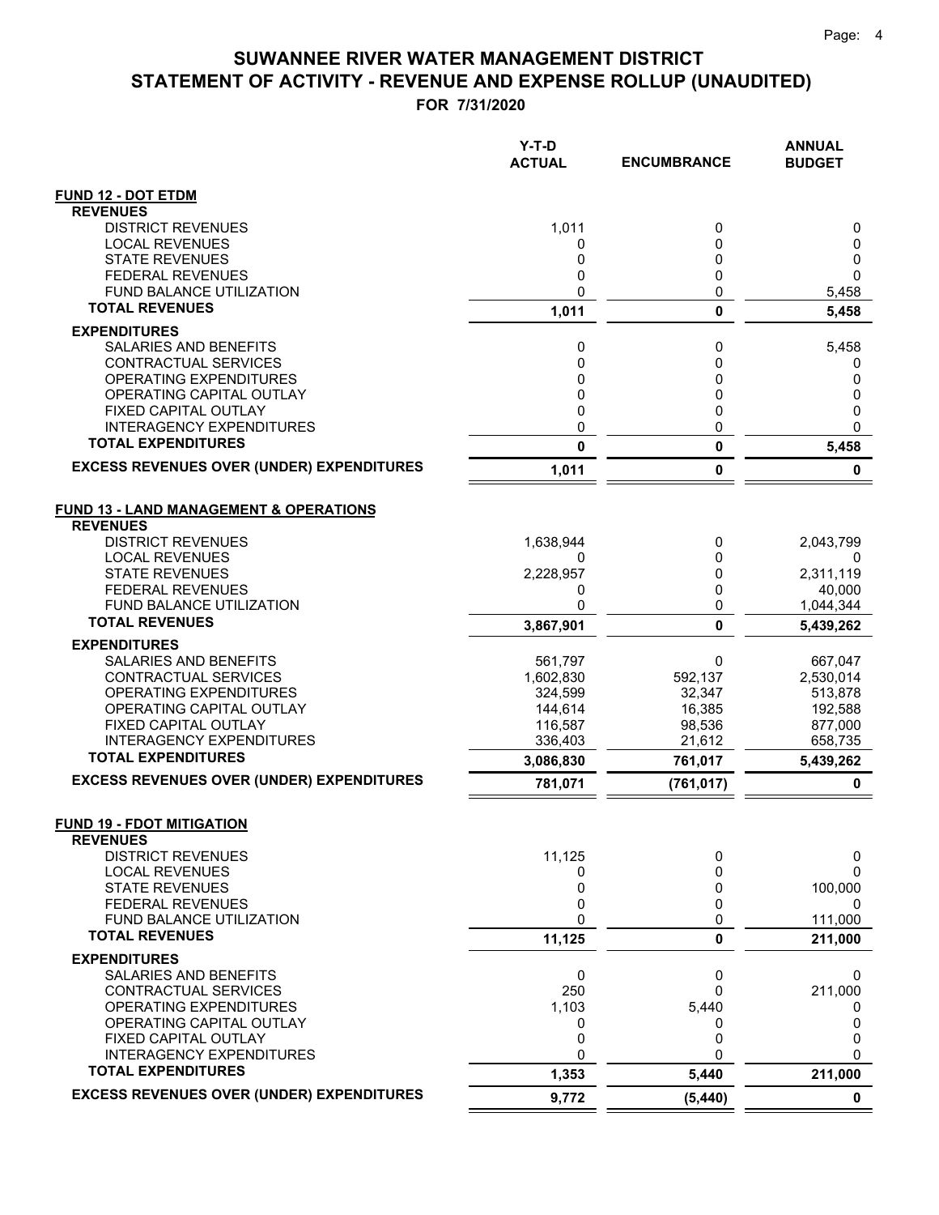# SUWANNEE RIVER WATER MANAGEMENT DISTRICT
## STATEMENT OF ACTIVITY - REVENUE AND EXPENSE ROLLUP (UNAUDITED)
### FOR 7/31/2020

| | Y-T-D ACTUAL | ENCUMBRANCE | ANNUAL BUDGET |
|---|---|---|---|
| **FUND 12 - DOT ETDM** | | | |
| **REVENUES** | | | |
| DISTRICT REVENUES | 1,011 | 0 | 0 |
| LOCAL REVENUES | 0 | 0 | 0 |
| STATE REVENUES | 0 | 0 | 0 |
| FEDERAL REVENUES | 0 | 0 | 0 |
| FUND BALANCE UTILIZATION | 0 | 0 | 5,458 |
| **TOTAL REVENUES** | **1,011** | **0** | **5,458** |
| **EXPENDITURES** | | | |
| SALARIES AND BENEFITS | 0 | 0 | 5,458 |
| CONTRACTUAL SERVICES | 0 | 0 | 0 |
| OPERATING EXPENDITURES | 0 | 0 | 0 |
| OPERATING CAPITAL OUTLAY | 0 | 0 | 0 |
| FIXED CAPITAL OUTLAY | 0 | 0 | 0 |
| INTERAGENCY EXPENDITURES | 0 | 0 | 0 |
| **TOTAL EXPENDITURES** | **0** | **0** | **5,458** |
| **EXCESS REVENUES OVER (UNDER) EXPENDITURES** | **1,011** | **0** | **0** |
| **FUND 13 - LAND MANAGEMENT & OPERATIONS** | | | |
| **REVENUES** | | | |
| DISTRICT REVENUES | 1,638,944 | 0 | 2,043,799 |
| LOCAL REVENUES | 0 | 0 | 0 |
| STATE REVENUES | 2,228,957 | 0 | 2,311,119 |
| FEDERAL REVENUES | 0 | 0 | 40,000 |
| FUND BALANCE UTILIZATION | 0 | 0 | 1,044,344 |
| **TOTAL REVENUES** | **3,867,901** | **0** | **5,439,262** |
| **EXPENDITURES** | | | |
| SALARIES AND BENEFITS | 561,797 | 0 | 667,047 |
| CONTRACTUAL SERVICES | 1,602,830 | 592,137 | 2,530,014 |
| OPERATING EXPENDITURES | 324,599 | 32,347 | 513,878 |
| OPERATING CAPITAL OUTLAY | 144,614 | 16,385 | 192,588 |
| FIXED CAPITAL OUTLAY | 116,587 | 98,536 | 877,000 |
| INTERAGENCY EXPENDITURES | 336,403 | 21,612 | 658,735 |
| **TOTAL EXPENDITURES** | **3,086,830** | **761,017** | **5,439,262** |
| **EXCESS REVENUES OVER (UNDER) EXPENDITURES** | **781,071** | **(761,017)** | **0** |
| **FUND 19 - FDOT MITIGATION** | | | |
| **REVENUES** | | | |
| DISTRICT REVENUES | 11,125 | 0 | 0 |
| LOCAL REVENUES | 0 | 0 | 0 |
| STATE REVENUES | 0 | 0 | 100,000 |
| FEDERAL REVENUES | 0 | 0 | 0 |
| FUND BALANCE UTILIZATION | 0 | 0 | 111,000 |
| **TOTAL REVENUES** | **11,125** | **0** | **211,000** |
| **EXPENDITURES** | | | |
| SALARIES AND BENEFITS | 0 | 0 | 0 |
| CONTRACTUAL SERVICES | 250 | 0 | 211,000 |
| OPERATING EXPENDITURES | 1,103 | 5,440 | 0 |
| OPERATING CAPITAL OUTLAY | 0 | 0 | 0 |
| FIXED CAPITAL OUTLAY | 0 | 0 | 0 |
| INTERAGENCY EXPENDITURES | 0 | 0 | 0 |
| **TOTAL EXPENDITURES** | **1,353** | **5,440** | **211,000** |
| **EXCESS REVENUES OVER (UNDER) EXPENDITURES** | **9,772** | **(5,440)** | **0** |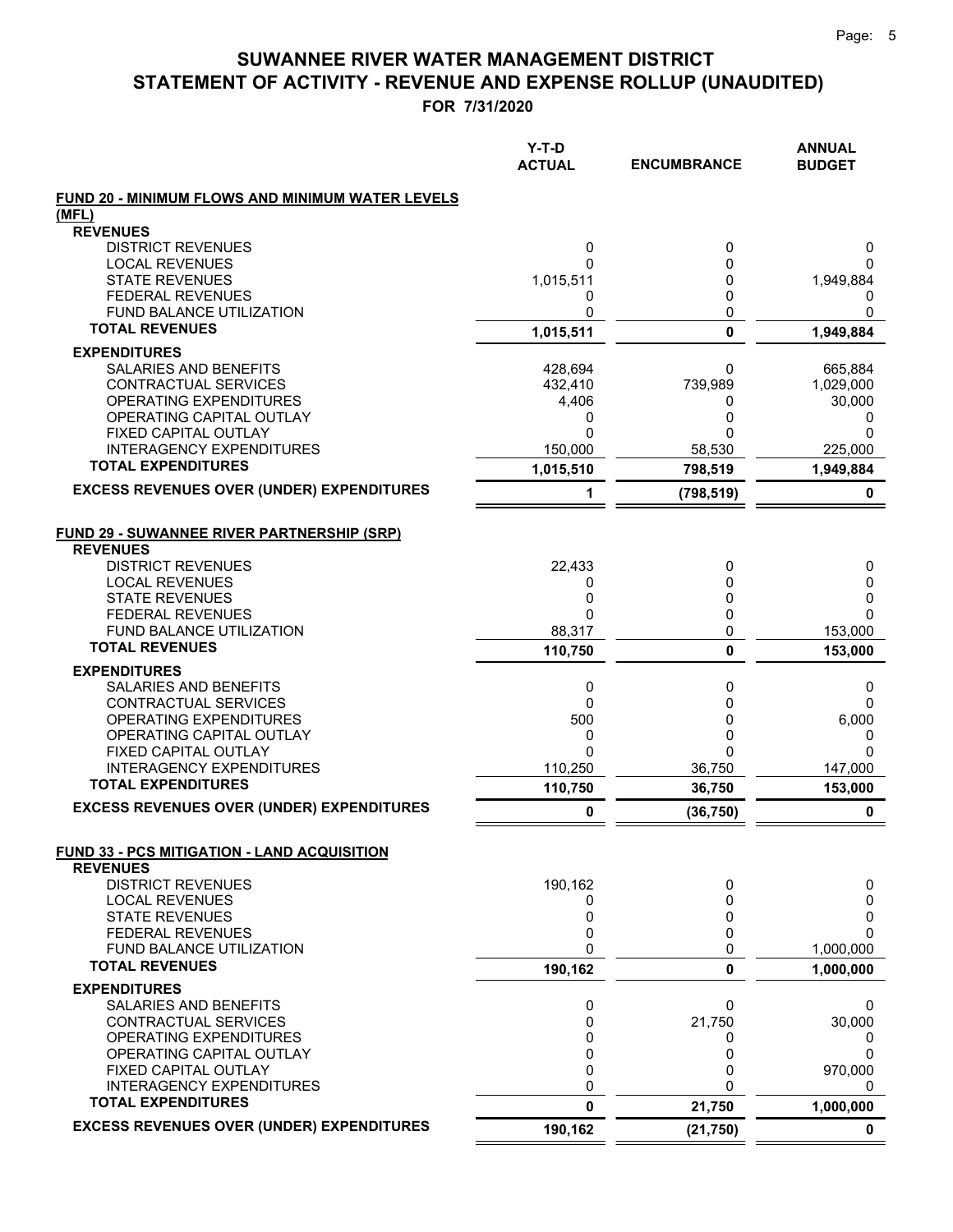# SUWANNEE RIVER WATER MANAGEMENT DISTRICT
# STATEMENT OF ACTIVITY - REVENUE AND EXPENSE ROLLUP (UNAUDITED)

**FOR 7/31/2020**

| | Y-T-D ACTUAL | ENCUMBRANCE | ANNUAL BUDGET |
|---|---|---|---|
| **FUND 20 - MINIMUM FLOWS AND MINIMUM WATER LEVELS (MFL)** | | | |
| **REVENUES** | | | |
| DISTRICT REVENUES | 0 | 0 | 0 |
| LOCAL REVENUES | 0 | 0 | 0 |
| STATE REVENUES | 1,015,511 | 0 | 1,949,884 |
| FEDERAL REVENUES | 0 | 0 | 0 |
| FUND BALANCE UTILIZATION | 0 | 0 | 0 |
| **TOTAL REVENUES** | **1,015,511** | **0** | **1,949,884** |
| **EXPENDITURES** | | | |
| SALARIES AND BENEFITS | 428,694 | 0 | 665,884 |
| CONTRACTUAL SERVICES | 432,410 | 739,989 | 1,029,000 |
| OPERATING EXPENDITURES | 4,406 | 0 | 30,000 |
| OPERATING CAPITAL OUTLAY | 0 | 0 | 0 |
| FIXED CAPITAL OUTLAY | 0 | 0 | 0 |
| INTERAGENCY EXPENDITURES | 150,000 | 58,530 | 225,000 |
| **TOTAL EXPENDITURES** | **1,015,510** | **798,519** | **1,949,884** |
| **EXCESS REVENUES OVER (UNDER) EXPENDITURES** | **1** | **(798,519)** | **0** |
| **FUND 29 - SUWANNEE RIVER PARTNERSHIP (SRP)** | | | |
| **REVENUES** | | | |
| DISTRICT REVENUES | 22,433 | 0 | 0 |
| LOCAL REVENUES | 0 | 0 | 0 |
| STATE REVENUES | 0 | 0 | 0 |
| FEDERAL REVENUES | 0 | 0 | 0 |
| FUND BALANCE UTILIZATION | 88,317 | 0 | 153,000 |
| **TOTAL REVENUES** | **110,750** | **0** | **153,000** |
| **EXPENDITURES** | | | |
| SALARIES AND BENEFITS | 0 | 0 | 0 |
| CONTRACTUAL SERVICES | 0 | 0 | 0 |
| OPERATING EXPENDITURES | 500 | 0 | 6,000 |
| OPERATING CAPITAL OUTLAY | 0 | 0 | 0 |
| FIXED CAPITAL OUTLAY | 0 | 0 | 0 |
| INTERAGENCY EXPENDITURES | 110,250 | 36,750 | 147,000 |
| **TOTAL EXPENDITURES** | **110,750** | **36,750** | **153,000** |
| **EXCESS REVENUES OVER (UNDER) EXPENDITURES** | **0** | **(36,750)** | **0** |
| **FUND 33 - PCS MITIGATION - LAND ACQUISITION** | | | |
| **REVENUES** | | | |
| DISTRICT REVENUES | 190,162 | 0 | 0 |
| LOCAL REVENUES | 0 | 0 | 0 |
| STATE REVENUES | 0 | 0 | 0 |
| FEDERAL REVENUES | 0 | 0 | 0 |
| FUND BALANCE UTILIZATION | 0 | 0 | 1,000,000 |
| **TOTAL REVENUES** | **190,162** | **0** | **1,000,000** |
| **EXPENDITURES** | | | |
| SALARIES AND BENEFITS | 0 | 0 | 0 |
| CONTRACTUAL SERVICES | 0 | 21,750 | 30,000 |
| OPERATING EXPENDITURES | 0 | 0 | 0 |
| OPERATING CAPITAL OUTLAY | 0 | 0 | 0 |
| FIXED CAPITAL OUTLAY | 0 | 0 | 970,000 |
| INTERAGENCY EXPENDITURES | 0 | 0 | 0 |
| **TOTAL EXPENDITURES** | **0** | **21,750** | **1,000,000** |
| **EXCESS REVENUES OVER (UNDER) EXPENDITURES** | **190,162** | **(21,750)** | **0** |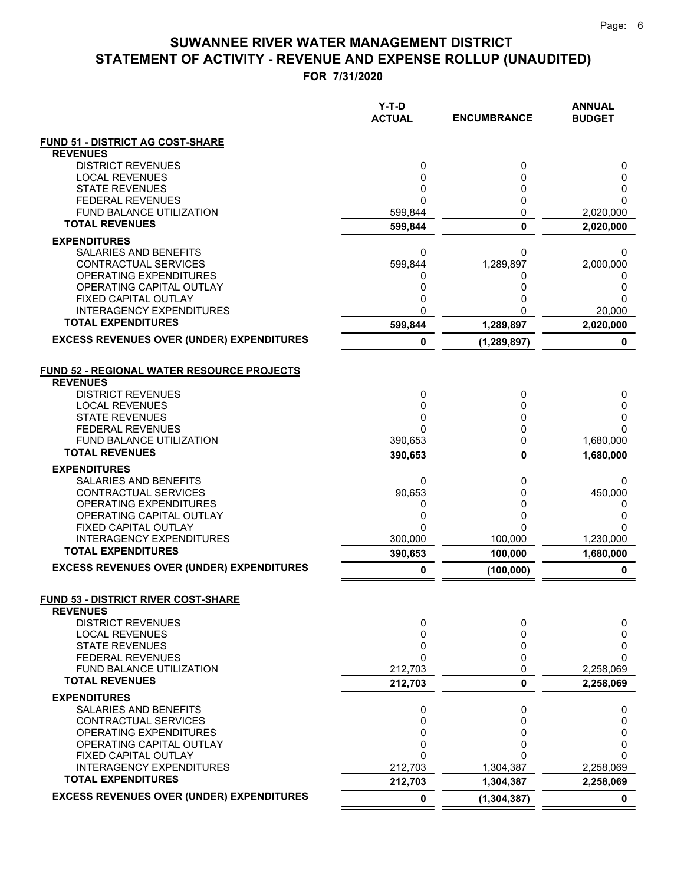# SUWANNEE RIVER WATER MANAGEMENT DISTRICT
# STATEMENT OF ACTIVITY - REVENUE AND EXPENSE ROLLUP (UNAUDITED)
## FOR 7/31/2020

| | Y-T-D ACTUAL | ENCUMBRANCE | ANNUAL BUDGET |
|---|---|---|---|
| **FUND 51 - DISTRICT AG COST-SHARE** | | | |
| **REVENUES** | | | |
| DISTRICT REVENUES | 0 | 0 | 0 |
| LOCAL REVENUES | 0 | 0 | 0 |
| STATE REVENUES | 0 | 0 | 0 |
| FEDERAL REVENUES | 0 | 0 | 0 |
| FUND BALANCE UTILIZATION | 599,844 | 0 | 2,020,000 |
| **TOTAL REVENUES** | **599,844** | **0** | **2,020,000** |
| **EXPENDITURES** | | | |
| SALARIES AND BENEFITS | 0 | 0 | 0 |
| CONTRACTUAL SERVICES | 599,844 | 1,289,897 | 2,000,000 |
| OPERATING EXPENDITURES | 0 | 0 | 0 |
| OPERATING CAPITAL OUTLAY | 0 | 0 | 0 |
| FIXED CAPITAL OUTLAY | 0 | 0 | 0 |
| INTERAGENCY EXPENDITURES | 0 | 0 | 20,000 |
| **TOTAL EXPENDITURES** | **599,844** | **1,289,897** | **2,020,000** |
| **EXCESS REVENUES OVER (UNDER) EXPENDITURES** | **0** | **(1,289,897)** | **0** |
| **FUND 52 - REGIONAL WATER RESOURCE PROJECTS** | | | |
| **REVENUES** | | | |
| DISTRICT REVENUES | 0 | 0 | 0 |
| LOCAL REVENUES | 0 | 0 | 0 |
| STATE REVENUES | 0 | 0 | 0 |
| FEDERAL REVENUES | 0 | 0 | 0 |
| FUND BALANCE UTILIZATION | 390,653 | 0 | 1,680,000 |
| **TOTAL REVENUES** | **390,653** | **0** | **1,680,000** |
| **EXPENDITURES** | | | |
| SALARIES AND BENEFITS | 0 | 0 | 0 |
| CONTRACTUAL SERVICES | 90,653 | 0 | 450,000 |
| OPERATING EXPENDITURES | 0 | 0 | 0 |
| OPERATING CAPITAL OUTLAY | 0 | 0 | 0 |
| FIXED CAPITAL OUTLAY | 0 | 0 | 0 |
| INTERAGENCY EXPENDITURES | 300,000 | 100,000 | 1,230,000 |
| **TOTAL EXPENDITURES** | **390,653** | **100,000** | **1,680,000** |
| **EXCESS REVENUES OVER (UNDER) EXPENDITURES** | **0** | **(100,000)** | **0** |
| **FUND 53 - DISTRICT RIVER COST-SHARE** | | | |
| **REVENUES** | | | |
| DISTRICT REVENUES | 0 | 0 | 0 |
| LOCAL REVENUES | 0 | 0 | 0 |
| STATE REVENUES | 0 | 0 | 0 |
| FEDERAL REVENUES | 0 | 0 | 0 |
| FUND BALANCE UTILIZATION | 212,703 | 0 | 2,258,069 |
| **TOTAL REVENUES** | **212,703** | **0** | **2,258,069** |
| **EXPENDITURES** | | | |
| SALARIES AND BENEFITS | 0 | 0 | 0 |
| CONTRACTUAL SERVICES | 0 | 0 | 0 |
| OPERATING EXPENDITURES | 0 | 0 | 0 |
| OPERATING CAPITAL OUTLAY | 0 | 0 | 0 |
| FIXED CAPITAL OUTLAY | 0 | 0 | 0 |
| INTERAGENCY EXPENDITURES | 212,703 | 1,304,387 | 2,258,069 |
| **TOTAL EXPENDITURES** | **212,703** | **1,304,387** | **2,258,069** |
| **EXCESS REVENUES OVER (UNDER) EXPENDITURES** | **0** | **(1,304,387)** | **0** |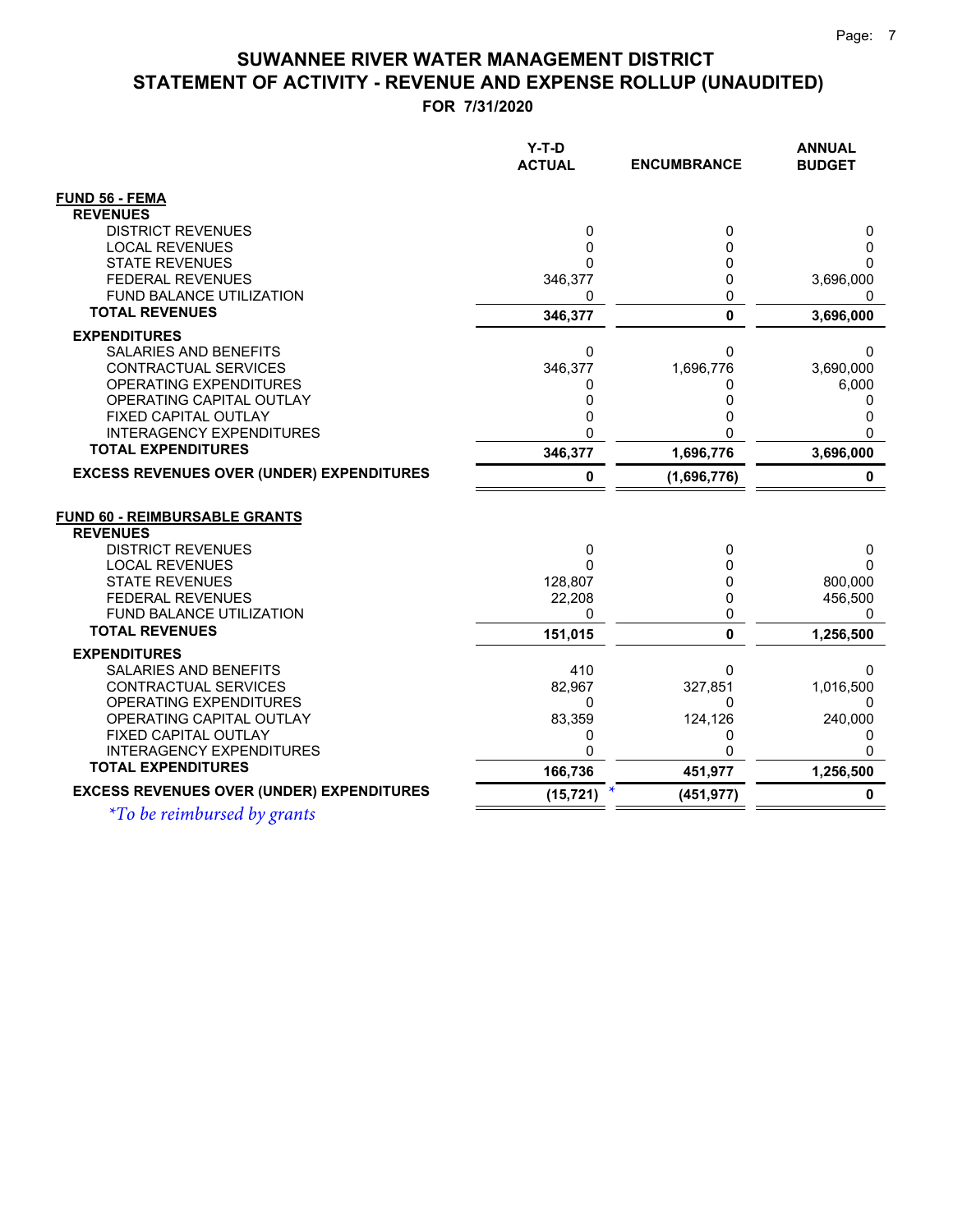# SUWANNEE RIVER WATER MANAGEMENT DISTRICT
## STATEMENT OF ACTIVITY - REVENUE AND EXPENSE ROLLUP (UNAUDITED)
### FOR 7/31/2020

| | Y-T-D ACTUAL | ENCUMBRANCE | ANNUAL BUDGET |
|---|---|---|---|
| **FUND 56 - FEMA** | | | |
| **REVENUES** | | | |
| DISTRICT REVENUES | 0 | 0 | 0 |
| LOCAL REVENUES | 0 | 0 | 0 |
| STATE REVENUES | 0 | 0 | 0 |
| FEDERAL REVENUES | 346,377 | 0 | 3,696,000 |
| FUND BALANCE UTILIZATION | 0 | 0 | 0 |
| **TOTAL REVENUES** | **346,377** | **0** | **3,696,000** |
| **EXPENDITURES** | | | |
| SALARIES AND BENEFITS | 0 | 0 | 0 |
| CONTRACTUAL SERVICES | 346,377 | 1,696,776 | 3,690,000 |
| OPERATING EXPENDITURES | 0 | 0 | 6,000 |
| OPERATING CAPITAL OUTLAY | 0 | 0 | 0 |
| FIXED CAPITAL OUTLAY | 0 | 0 | 0 |
| INTERAGENCY EXPENDITURES | 0 | 0 | 0 |
| **TOTAL EXPENDITURES** | **346,377** | **1,696,776** | **3,696,000** |
| **EXCESS REVENUES OVER (UNDER) EXPENDITURES** | **0** | **(1,696,776)** | **0** |
| **FUND 60 - REIMBURSABLE GRANTS** | | | |
| **REVENUES** | | | |
| DISTRICT REVENUES | 0 | 0 | 0 |
| LOCAL REVENUES | 0 | 0 | 0 |
| STATE REVENUES | 128,807 | 0 | 800,000 |
| FEDERAL REVENUES | 22,208 | 0 | 456,500 |
| FUND BALANCE UTILIZATION | 0 | 0 | 0 |
| **TOTAL REVENUES** | **151,015** | **0** | **1,256,500** |
| **EXPENDITURES** | | | |
| SALARIES AND BENEFITS | 410 | 0 | 0 |
| CONTRACTUAL SERVICES | 82,967 | 327,851 | 1,016,500 |
| OPERATING EXPENDITURES | 0 | 0 | 0 |
| OPERATING CAPITAL OUTLAY | 83,359 | 124,126 | 240,000 |
| FIXED CAPITAL OUTLAY | 0 | 0 | 0 |
| INTERAGENCY EXPENDITURES | 0 | 0 | 0 |
| **TOTAL EXPENDITURES** | **166,736** | **451,977** | **1,256,500** |
| **EXCESS REVENUES OVER (UNDER) EXPENDITURES** | **(15,721)** * | **(451,977)** | **0** |

*\*To be reimbursed by grants*